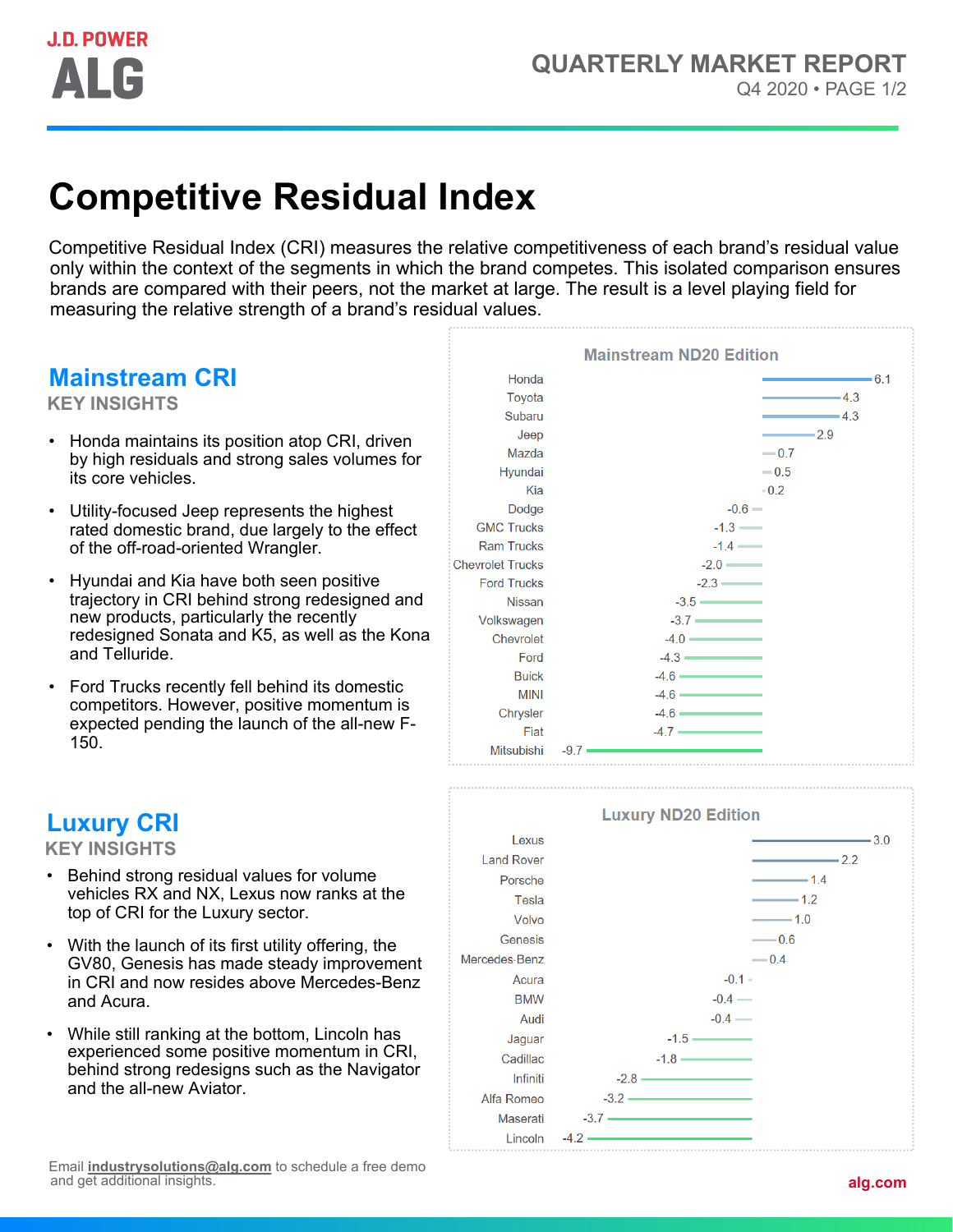# Competitive Residual Index

Competitive Residual Index (CRI) measures the relative competitiveness of each brand's residual value only within the context of the segments in which the brand competes. This isolated comparison ensures brands are compared with their peers, not the market at large. The result is a level playing field for measuring the relative strength of a brand's residual values.

## Mainstream CRI

### KEY INSIGHTS

- Honda maintains its position atop CRI, driven by high residuals and strong sales volumes for its core vehicles.
- Utility-focused Jeep represents the highest rated domestic brand, due largely to the effect of the off-road-oriented Wrangler.
- Hyundai and Kia have both seen positive trajectory in CRI behind strong redesigned and new products, particularly the recently redesigned Sonata and K5, as well as the Kona and Telluride.
- Ford Trucks recently fell behind its domestic competitors. However, positive momentum is expected pending the launch of the all-new F-150.

**Mainstream ND20 Edition**

| Brand | CRI |
|---|---|
| Honda | 6.1 |
| Toyota | 4.3 |
| Subaru | 4.3 |
| Jeep | 2.9 |
| Mazda | 0.7 |
| Hyundai | 0.5 |
| Kia | 0.2 |
| Dodge | -0.6 |
| GMC Trucks | -1.3 |
| Ram Trucks | -1.4 |
| Chevrolet Trucks | -2.0 |
| Ford Trucks | -2.3 |
| Nissan | -3.5 |
| Volkswagen | -3.7 |
| Chevrolet | -4.0 |
| Ford | -4.3 |
| Buick | -4.6 |
| MINI | -4.6 |
| Chrysler | -4.6 |
| Fiat | -4.7 |
| Mitsubishi | -9.7 |

## Luxury CRI

### KEY INSIGHTS

- Behind strong residual values for volume vehicles RX and NX, Lexus now ranks at the top of CRI for the Luxury sector.
- With the launch of its first utility offering, the GV80, Genesis has made steady improvement in CRI and now resides above Mercedes-Benz and Acura.
- While still ranking at the bottom, Lincoln has experienced some positive momentum in CRI, behind strong redesigns such as the Navigator and the all-new Aviator.

**Luxury ND20 Edition**

| Brand | CRI |
|---|---|
| Lexus | 3.0 |
| Land Rover | 2.2 |
| Porsche | 1.4 |
| Tesla | 1.2 |
| Volvo | 1.0 |
| Genesis | 0.6 |
| Mercedes-Benz | 0.4 |
| Acura | -0.1 |
| BMW | -0.4 |
| Audi | -0.4 |
| Jaguar | -1.5 |
| Cadillac | -1.8 |
| Infiniti | -2.8 |
| Alfa Romeo | -3.2 |
| Maserati | -3.7 |
| Lincoln | -4.2 |

Email **industrysolutions@alg.com** to schedule a free demo and get additional insights.

alg.com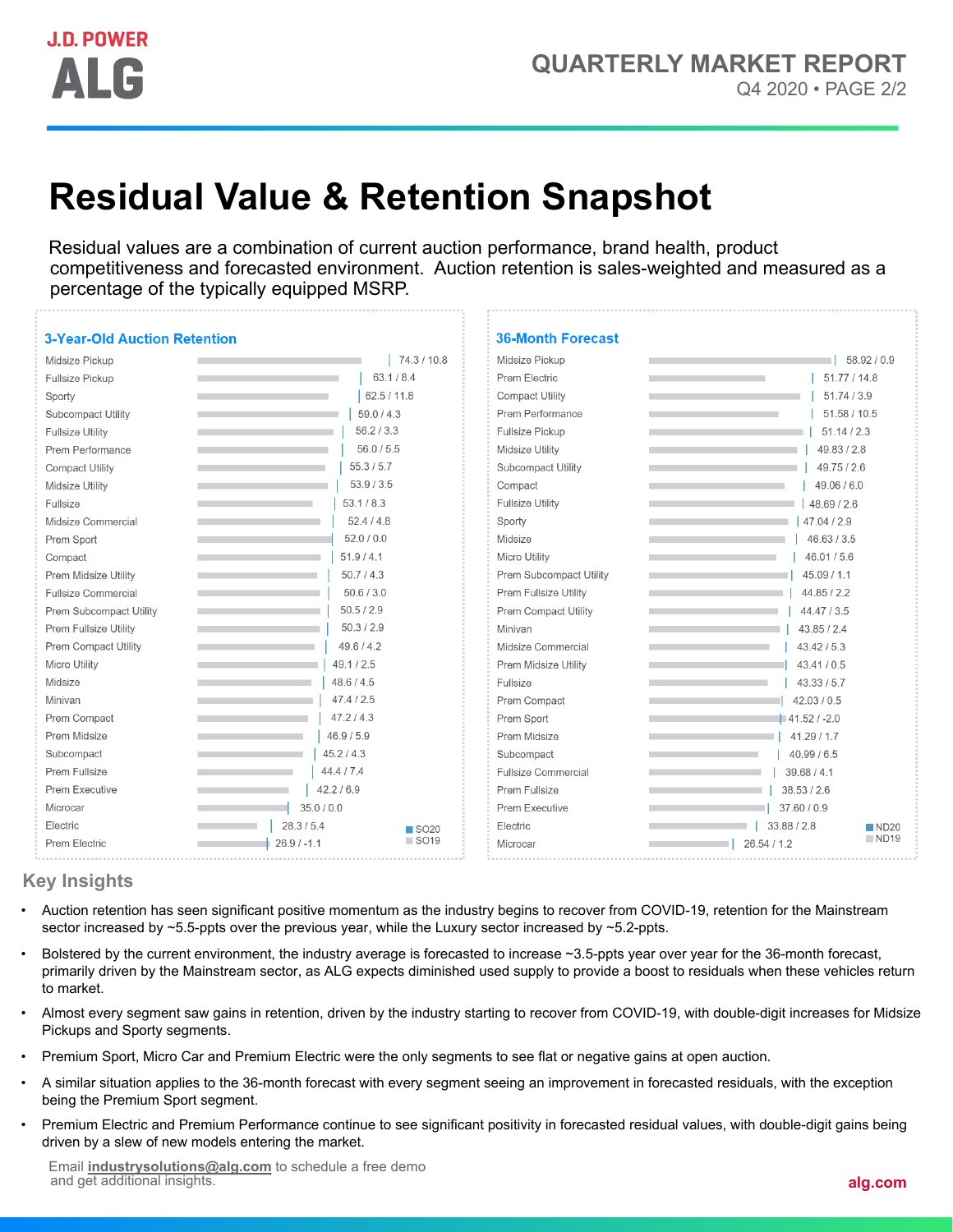# Residual Value & Retention Snapshot

Residual values are a combination of current auction performance, brand health, product competitiveness and forecasted environment. Auction retention is sales-weighted and measured as a percentage of the typically equipped MSRP.

### 3-Year-Old Auction Retention

Midsize Pickup 74.3 / 10.8
Fullsize Pickup 63.1 / 8.4
Sporty 62.5 / 11.8
Subcompact Utility 59.0 / 4.3
Fullsize Utility 56.2 / 3.3
Prem Performance 56.0 / 5.5
Compact Utility 55.3 / 5.7
Midsize Utility 53.9 / 3.5
Fullsize 53.1 / 8.3
Midsize Commercial 52.4 / 4.8
Prem Sport 52.0 / 0.0
Compact 51.9 / 4.1
Prem Midsize Utility 50.7 / 4.3
Fullsize Commercial 50.6 / 3.0
Prem Subcompact Utility 50.5 / 2.9
Prem Fullsize Utility 50.3 / 2.9
Prem Compact Utility 49.6 / 4.2
Micro Utility 49.1 / 2.5
Midsize 48.6 / 4.5
Minivan 47.4 / 2.5
Prem Compact 47.2 / 4.3
Prem Midsize 46.9 / 5.9
Subcompact 45.2 / 4.3
Prem Fullsize 44.4 / 7.4
Prem Executive 42.2 / 6.9
Microcar 35.0 / 0.0
Electric 28.3 / 5.4
Prem Electric 26.9 / -1.1

SO20
SO19

### 36-Month Forecast

Midsize Pickup 58.92 / 0.9
Prem Electric 51.77 / 14.8
Compact Utility 51.74 / 3.9
Prem Performance 51.58 / 10.5
Fullsize Pickup 51.14 / 2.3
Midsize Utility 49.83 / 2.8
Subcompact Utility 49.75 / 2.6
Compact 49.06 / 6.0
Fullsize Utility 48.69 / 2.6
Sporty 47.04 / 2.9
Midsize 46.63 / 3.5
Micro Utility 46.01 / 5.6
Prem Subcompact Utility 45.09 / 1.1
Prem Fullsize Utility 44.85 / 2.2
Prem Compact Utility 44.47 / 3.5
Minivan 43.85 / 2.4
Midsize Commercial 43.42 / 5.3
Prem Midsize Utility 43.41 / 0.5
Fullsize 43.33 / 5.7
Prem Compact 42.03 / 0.5
Prem Sport 41.52 / -2.0
Prem Midsize 41.29 / 1.7
Subcompact 40.99 / 6.5
Fullsize Commercial 39.68 / 4.1
Prem Fullsize 38.53 / 2.6
Prem Executive 37.60 / 0.9
Electric 33.88 / 2.8
Microcar 26.54 / 1.2

ND20
ND19

## Key Insights

- Auction retention has seen significant positive momentum as the industry begins to recover from COVID-19, retention for the Mainstream sector increased by ~5.5-ppts over the previous year, while the Luxury sector increased by ~5.2-ppts.
- Bolstered by the current environment, the industry average is forecasted to increase ~3.5-ppts year over year for the 36-month forecast, primarily driven by the Mainstream sector, as ALG expects diminished used supply to provide a boost to residuals when these vehicles return to market.
- Almost every segment saw gains in retention, driven by the industry starting to recover from COVID-19, with double-digit increases for Midsize Pickups and Sporty segments.
- Premium Sport, Micro Car and Premium Electric were the only segments to see flat or negative gains at open auction.
- A similar situation applies to the 36-month forecast with every segment seeing an improvement in forecasted residuals, with the exception being the Premium Sport segment.
- Premium Electric and Premium Performance continue to see significant positivity in forecasted residual values, with double-digit gains being driven by a slew of new models entering the market.

Email **industrysolutions@alg.com** to schedule a free demo and get additional insights.

alg.com